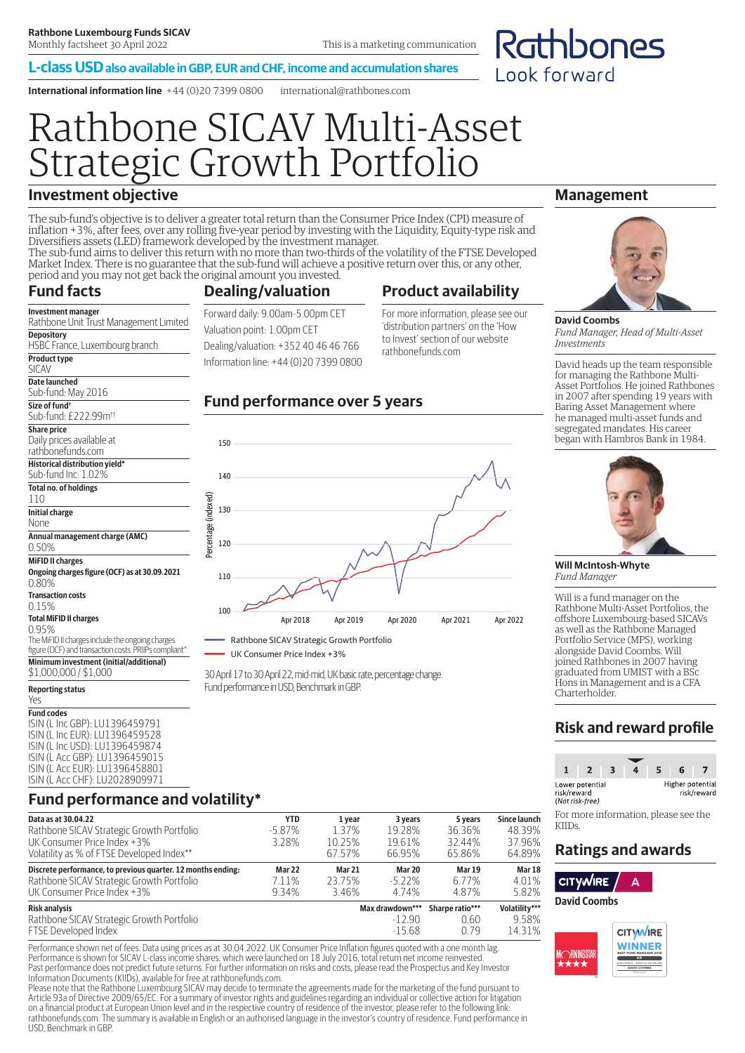**Rathbone Luxembourg Funds SICAV**
Monthly factsheet 30 April 2022

This is a marketing communication

**L-class USD also available in GBP, EUR and CHF, income and accumulation shares**

**International information line** +44 (0)20 7399 0800 international@rathbones.com

Rathbones Look forward

# Rathbone SICAV Multi-Asset Strategic Growth Portfolio

## Investment objective

The sub-fund's objective is to deliver a greater total return than the Consumer Price Index (CPI) measure of inflation +3%, after fees, over any rolling five-year period by investing with the Liquidity, Equity-type risk and Diversifiers assets (LED) framework developed by the investment manager.
The sub-fund aims to deliver this return with no more than two-thirds of the volatility of the FTSE Developed Market Index. There is no guarantee that the sub-fund will achieve a positive return over this, or any other, period and you may not get back the original amount you invested.

## Fund facts

**Investment manager**
Rathbone Unit Trust Management Limited

**Depository**
HSBC France, Luxembourg branch

**Product type**
SICAV

**Date launched**
Sub-fund: May 2016

**Size of fund†**
Sub-fund: £222.99m††

**Share price**
Daily prices available at rathbonefunds.com

**Historical distribution yield***
Sub-fund Inc: 1.02%

**Total no. of holdings**
110

**Initial charge**
None

**Annual management charge (AMC)**
0.50%

**MiFID II charges**

**Ongoing charges figure (OCF) as at 30.09.2021**
0.80%

**Transaction costs**
0.15%

**Total MiFID II charges**
0.95%
The MiFID II charges include the ongoing charges figure (OCF) and transaction costs. PRIIPs compliant^

**Minimum investment (initial/additional)**
$1,000,000 / $1,000

**Reporting status**
Yes

**Fund codes**
ISIN (L Inc GBP): LU1396459791
ISIN (L Inc EUR): LU1396459528
ISIN (L Inc USD): LU1396459874
ISIN (L Acc GBP): LU1396459015
ISIN (L Acc EUR): LU1396458801
ISIN (L Acc CHF): LU2028909971

## Dealing/valuation

Forward daily: 9.00am-5.00pm CET
Valuation point: 1.00pm CET
Dealing/valuation: +352 40 46 46 766
Information line: +44 (0)20 7399 0800

## Product availability

For more information, please see our 'distribution partners' on the 'How to Invest' section of our website rathbonefunds.com

## Fund performance over 5 years

Rathbone SICAV Strategic Growth Portfolio
UK Consumer Price Index +3%

30 April 17 to 30 April 22, mid-mid, UK basic rate, percentage change. Fund performance in USD, Benchmark in GBP.

## Fund performance and volatility*

| Data as at 30.04.22 | YTD | 1 year | 3 years | 5 years | Since launch |
|---|---|---|---|---|---|
| Rathbone SICAV Strategic Growth Portfolio | -5.87% | 1.37% | 19.28% | 36.36% | 48.39% |
| UK Consumer Price Index +3% | 3.28% | 10.25% | 19.61% | 32.44% | 37.96% |
| Volatility as % of FTSE Developed Index** | | 67.57% | 66.95% | 65.86% | 64.89% |

| Discrete performance, to previous quarter. 12 months ending: | Mar 22 | Mar 21 | Mar 20 | Mar 19 | Mar 18 |
|---|---|---|---|---|---|
| Rathbone SICAV Strategic Growth Portfolio | 7.11% | 23.75% | -5.22% | 6.77% | 4.01% |
| UK Consumer Price Index +3% | 9.34% | 3.46% | 4.74% | 4.87% | 5.82% |

| Risk analysis | Max drawdown*** | Sharpe ratio*** | Volatility*** |
|---|---|---|---|
| Rathbone SICAV Strategic Growth Portfolio | -12.90 | 0.60 | 9.58% |
| FTSE Developed Index | -15.68 | 0.79 | 14.31% |

Performance shown net of fees. Data using prices as at 30.04.2022. UK Consumer Price Inflation figures quoted with a one month lag. Performance is shown for SICAV L-class income shares, which were launched on 18 July 2016, total return net income reinvested. Past performance does not predict future returns. For further information on risks and costs, please read the Prospectus and Key Investor Information Documents (KIIDs), available for free at rathbonefunds.com.
Please note that the Rathbone Luxembourg SICAV may decide to terminate the agreements made for the marketing of the fund pursuant to Article 93a of Directive 2009/65/EC. For a summary of investor rights and guidelines regarding an individual or collective action for litigation on a financial product at European Union level and in the respective country of residence of the investor, please refer to the following link: rathbonefunds.com. The summary is available in English or an authorised language in the investor's country of residence. Fund performance in USD, Benchmark in GBP.

## Management

**David Coombs**
*Fund Manager, Head of Multi-Asset Investments*

David heads up the team responsible for managing the Rathbone Multi-Asset Portfolios. He joined Rathbones in 2007 after spending 19 years with Baring Asset Management where he managed multi-asset funds and segregated mandates. His career began with Hambros Bank in 1984.

**Will McIntosh-Whyte**
*Fund Manager*

Will is a fund manager on the Rathbone Multi-Asset Portfolios, the offshore Luxembourg-based SICAVs as well as the Rathbone Managed Portfolio Service (MPS), working alongside David Coombs. Will joined Rathbones in 2007 having graduated from UMIST with a BSc Hons in Management and is a CFA Charterholder.

## Risk and reward profile

| 1 | 2 | 3 | **4** | 5 | 6 | 7 |
|---|---|---|---|---|---|---|

Lower potential risk/reward (Not risk-free) — Higher potential risk/reward

For more information, please see the KIIDs.

## Ratings and awards

Citywire A — David Coombs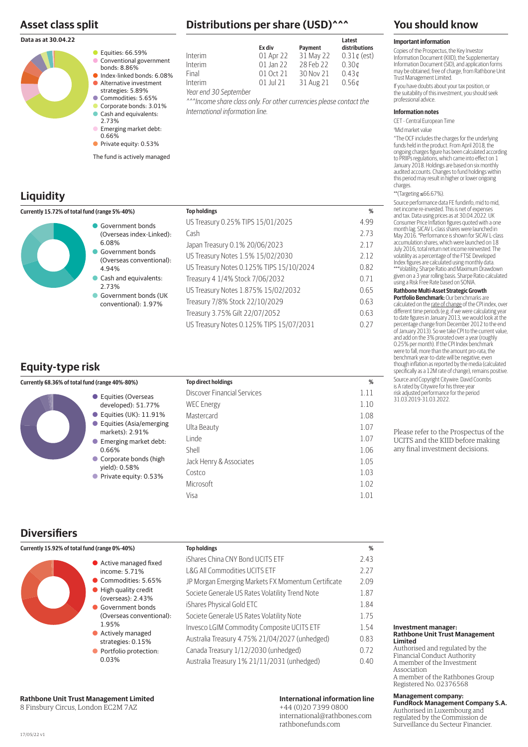## Asset class split

**Data as at 30.04.22**

- Equities: 66.59%
- Conventional government bonds: 8.86%
- Index-linked bonds: 6.08%
- Alternative investment strategies: 5.89%
- Commodities: 5.65%
- Corporate bonds: 3.01%
- Cash and equivalents: 2.73%
- Emerging market debt: 0.66%
- Private equity: 0.53%

The fund is actively managed

## Distributions per share (USD)^^^

| | Ex div | Payment | Latest distributions |
|---|---|---|---|
| Interim | 01 Apr 22 | 31 May 22 | 0.31¢ (est) |
| Interim | 01 Jan 22 | 28 Feb 22 | 0.30¢ |
| Final | 01 Oct 21 | 30 Nov 21 | 0.43¢ |
| Interim | 01 Jul 21 | 31 Aug 21 | 0.56¢ |

*Year end 30 September*

*^^^Income share class only. For other currencies please contact the International information line.*

## Liquidity

**Currently 15.72% of total fund (range 5%-40%)**

- Government bonds (Overseas index-Linked): 6.08%
- Government bonds (Overseas conventional): 4.94%
- Cash and equivalents: 2.73%
- Government bonds (UK conventional): 1.97%

| Top holdings | % |
|---|---|
| US Treasury 0.25% TIPS 15/01/2025 | 4.99 |
| Cash | 2.73 |
| Japan Treasury 0.1% 20/06/2023 | 2.17 |
| US Treasury Notes 1.5% 15/02/2030 | 2.12 |
| US Treasury Notes 0.125% TIPS 15/10/2024 | 0.82 |
| Treasury 4 1/4% Stock 7/06/2032 | 0.71 |
| US Treasury Notes 1.875% 15/02/2032 | 0.65 |
| Treasury 7/8% Stock 22/10/2029 | 0.63 |
| Treasury 3.75% Gilt 22/07/2052 | 0.63 |
| US Treasury Notes 0.125% TIPS 15/07/2031 | 0.27 |

## Equity-type risk

**Currently 68.36% of total fund (range 40%-80%)**

- Equities (Overseas developed): 51.77%
- Equities (UK): 11.91%
- Equities (Asia/emerging markets): 2.91%
- Emerging market debt: 0.66%
- Corporate bonds (high yield): 0.58%
- Private equity: 0.53%

| Top direct holdings | % |
|---|---|
| Discover Financial Services | 1.11 |
| WEC Energy | 1.10 |
| Mastercard | 1.08 |
| Ulta Beauty | 1.07 |
| Linde | 1.07 |
| Shell | 1.06 |
| Jack Henry & Associates | 1.05 |
| Costco | 1.03 |
| Microsoft | 1.02 |
| Visa | 1.01 |

## Diversifiers

**Currently 15.92% of total fund (range 0%-40%)**

- Active managed fixed income: 5.71%
- Commodities: 5.65%
- High quality credit (overseas): 2.43%
- Government bonds (Overseas conventional): 1.95%
- Actively managed strategies: 0.15%
- Portfolio protection: 0.03%

| Top holdings | % |
|---|---|
| iShares China CNY Bond UCITS ETF | 2.43 |
| L&G All Commodities UCITS ETF | 2.27 |
| JP Morgan Emerging Markets FX Momentum Certificate | 2.09 |
| Societe Generale US Rates Volatility Trend Note | 1.87 |
| iShares Physical Gold ETC | 1.84 |
| Societe Generale US Rates Volatility Note | 1.75 |
| Invesco LGIM Commodity Composite UCITS ETF | 1.54 |
| Australia Treasury 4.75% 21/04/2027 (unhedged) | 0.83 |
| Canada Treasury 1/12/2030 (unhedged) | 0.72 |
| Australia Treasury 1% 21/11/2031 (unhedged) | 0.40 |

## You should know

### Important information

Copies of the Prospectus, the Key Investor Information Document (KIID), the Supplementary Information Document (SID), and application forms may be obtained, free of charge, from Rathbone Unit Trust Management Limited.

If you have doubts about your tax position, or the suitability of this investment, you should seek professional advice.

### Information notes

CET - Central European Time

†Mid market value

^The OCF includes the charges for the underlying funds held in the product. From April 2018, the ongoing charges figure has been calculated according to PRIIPs regulations, which came into effect on 1 January 2018. Holdings are based on six monthly audited accounts. Changes to fund holdings within this period may result in higher or lower ongoing charges.

**(Targeting ≤66.67%).

Source performance data FE fundinfo, mid to mid, net income re-invested. This is net of expenses and tax. Data using prices as at 30.04.2022. UK Consumer Price Inflation figures quoted with a one month lag. SICAV L-class shares were launched in May 2016. *Performance is shown for SICAV L-class accumulation shares, which were launched on 18 July 2016, total return net income reinvested. The volatility as a percentage of the FTSE Developed Index figures are calculated using monthly data. ***Volatility, Sharpe Ratio and Maximum Drawdown given on a 3 year rolling basis. Sharpe Ratio calculated using a Risk Free Rate based on SONIA.

**Rathbone Multi-Asset Strategic Growth Portfolio Benchmark:** Our benchmarks are calculated on the rate of change of the CPI index, over different time periods (e.g. if we were calculating year to date figures in January 2013, we would look at the percentage change from December 2012 to the end of January 2013). So we take CPI to the current value, and add on the 3% prorated over a year (roughly 0.25% per month). If the CPI Index benchmark were to fall, more than the amount pro-rata, the benchmark year-to-date will be negative, even though inflation as reported by the media (calculated specifically as a 12M rate of change), remains positive.

Source and Copyright Citywire: David Coombs is A rated by Citywire for his three year risk adjusted performance for the period 31.03.2019-31.03.2022.

Please refer to the Prospectus of the UCITS and the KIID before making any final investment decisions.

**Investment manager:**
**Rathbone Unit Trust Management Limited**
Authorised and regulated by the Financial Conduct Authority
A member of the Investment Association
A member of the Rathbones Group
Registered No. 02376568

**Management company:**
**FundRock Management Company S.A.**
Authorised in Luxembourg and regulated by the Commission de Surveillance du Secteur Financier.

**Rathbone Unit Trust Management Limited**
8 Finsbury Circus, London EC2M 7AZ

**International information line**
+44 (0)20 7399 0800
international@rathbones.com
rathbonefunds.com

17/05/22 v1